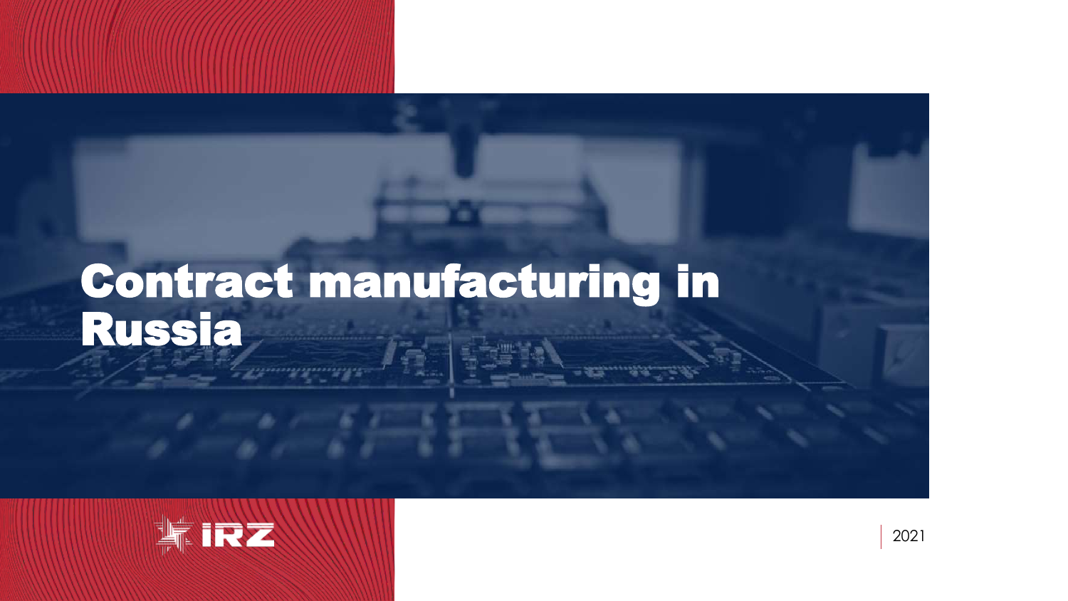# Contract manufacturing in Russia

IRZ

2021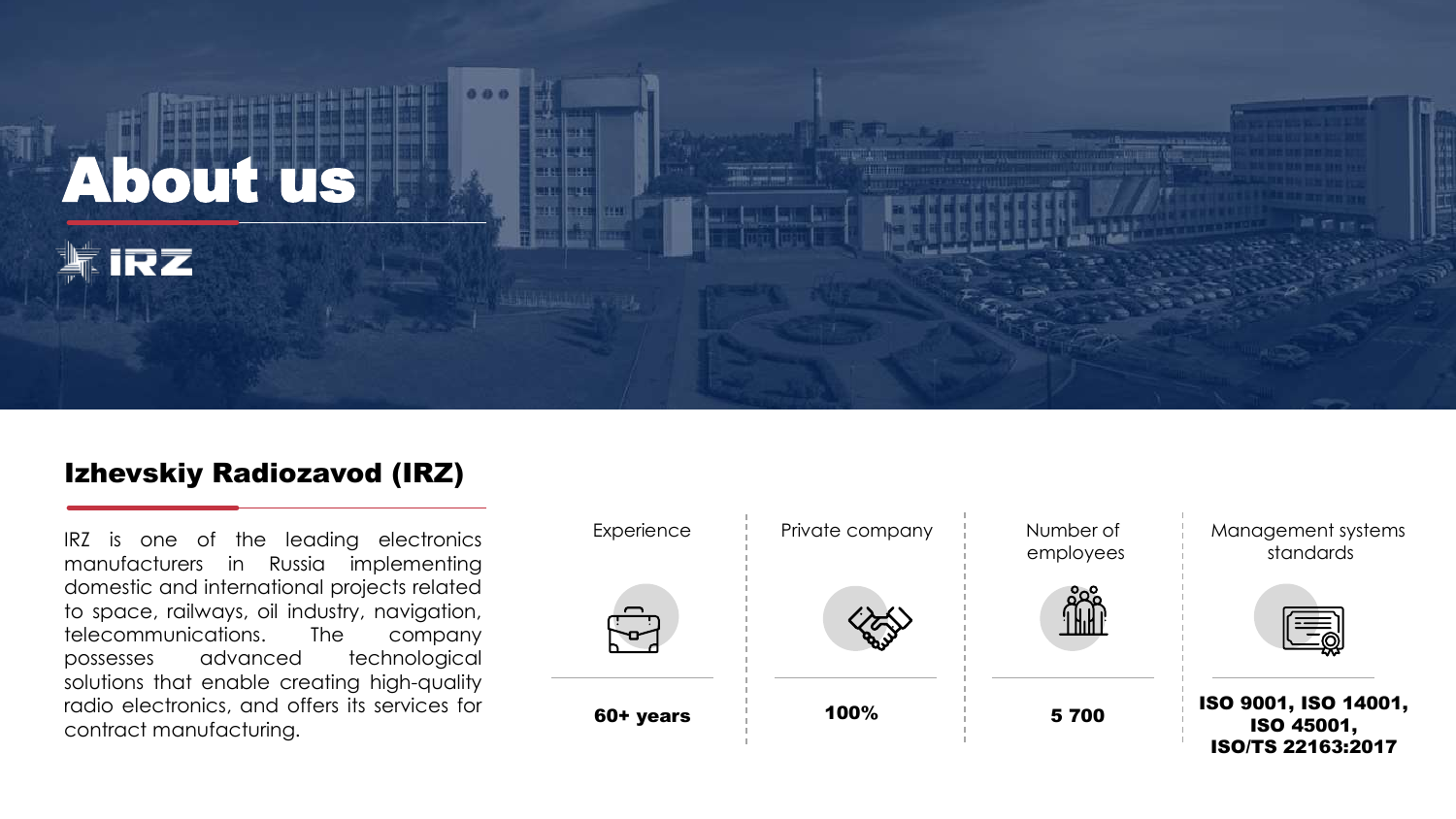# About us

IRZ

## Izhevskiy Radiozavod (IRZ)

IRZ is one of the leading electronics manufacturers in Russia implementing domestic and international projects related to space, railways, oil industry, navigation, telecommunications. The company possesses advanced technological solutions that enable creating high-quality radio electronics, and offers its services for contract manufacturing.

| Experience | Private company | Number of employees | Management systems standards |
|---|---|---|---|
| **60+ years** | **100%** | **5 700** | **ISO 9001, ISO 14001, ISO 45001, ISO/TS 22163:2017** |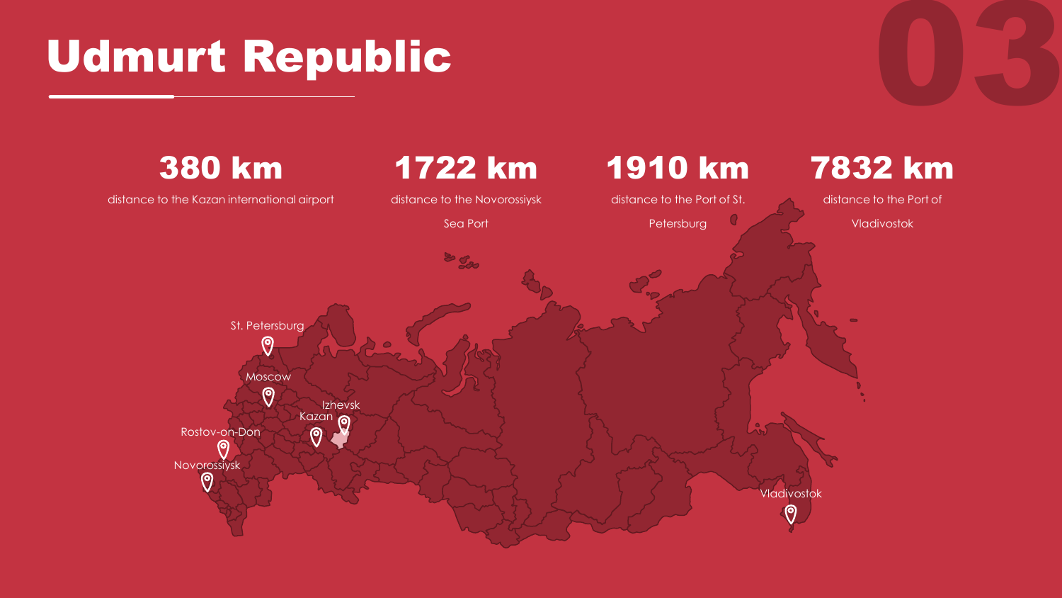# Udmurt Republic

**380 km**

distance to the Kazan international airport

**1722 km**

distance to the Novorossiysk Sea Port

**1910 km**

distance to the Port of St. Petersburg

**7832 km**

distance to the Port of Vladivostok

St. Petersburg

Moscow

Izhevsk

Kazan

Rostov-on-Don

Novorossiysk

Vladivostok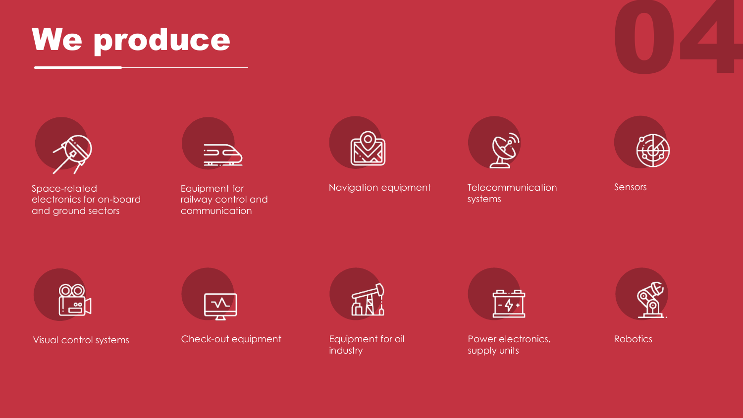# We produce

- Space-related electronics for on-board and ground sectors
- Equipment for railway control and communication
- Navigation equipment
- Telecommunication systems
- Sensors
- Visual control systems
- Check-out equipment
- Equipment for oil industry
- Power electronics, supply units
- Robotics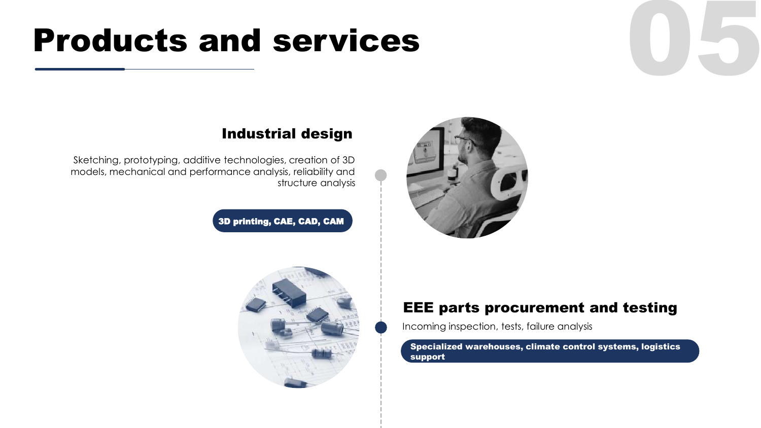# Products and services

05

## Industrial design

Sketching, prototyping, additive technologies, creation of 3D models, mechanical and performance analysis, reliability and structure analysis

**3D printing, CAE, CAD, CAM**

## EEE parts procurement and testing

Incoming inspection, tests, failure analysis

**Specialized warehouses, climate control systems, logistics support**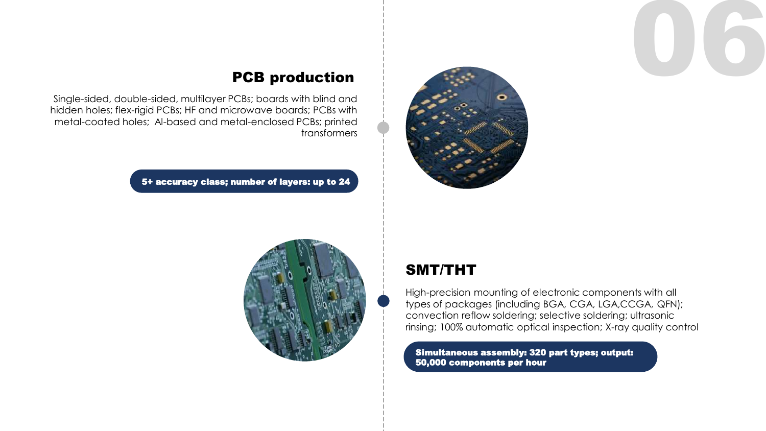## PCB production

Single-sided, double-sided, multilayer PCBs; boards with blind and hidden holes; flex-rigid PCBs; HF and microwave boards; PCBs with metal-coated holes; Al-based and metal-enclosed PCBs; printed transformers

**5+ accuracy class; number of layers: up to 24**

## SMT/THT

High-precision mounting of electronic components with all types of packages (including BGA, CGA, LGA,CCGA, QFN); convection reflow soldering; selective soldering; ultrasonic rinsing; 100% automatic optical inspection; X-ray quality control

**Simultaneous assembly: 320 part types; output: 50,000 components per hour**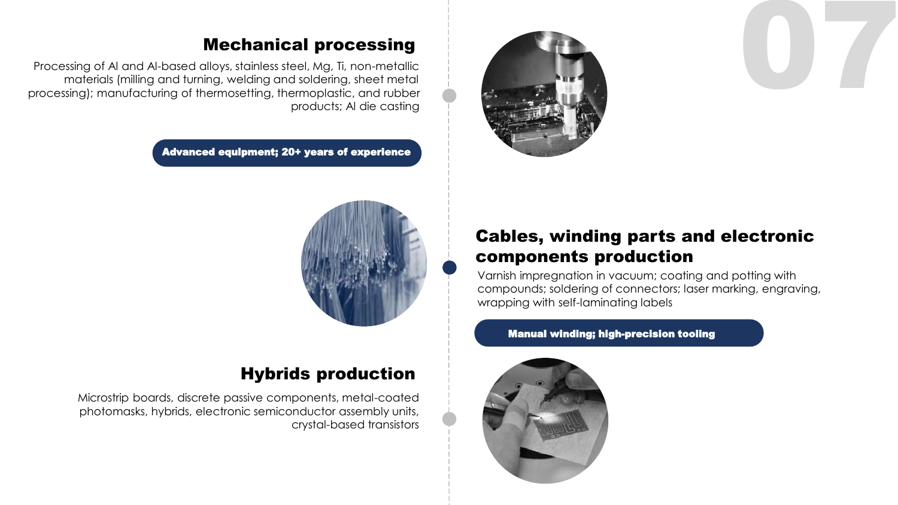## Mechanical processing

Processing of Al and Al-based alloys, stainless steel, Mg, Ti, non-metallic materials (milling and turning, welding and soldering, sheet metal processing); manufacturing of thermosetting, thermoplastic, and rubber products; Al die casting

**Advanced equipment; 20+ years of experience**

## Cables, winding parts and electronic components production

Varnish impregnation in vacuum; coating and potting with compounds; soldering of connectors; laser marking, engraving, wrapping with self-laminating labels

**Manual winding; high-precision tooling**

## Hybrids production

Microstrip boards, discrete passive components, metal-coated photomasks, hybrids, electronic semiconductor assembly units, crystal-based transistors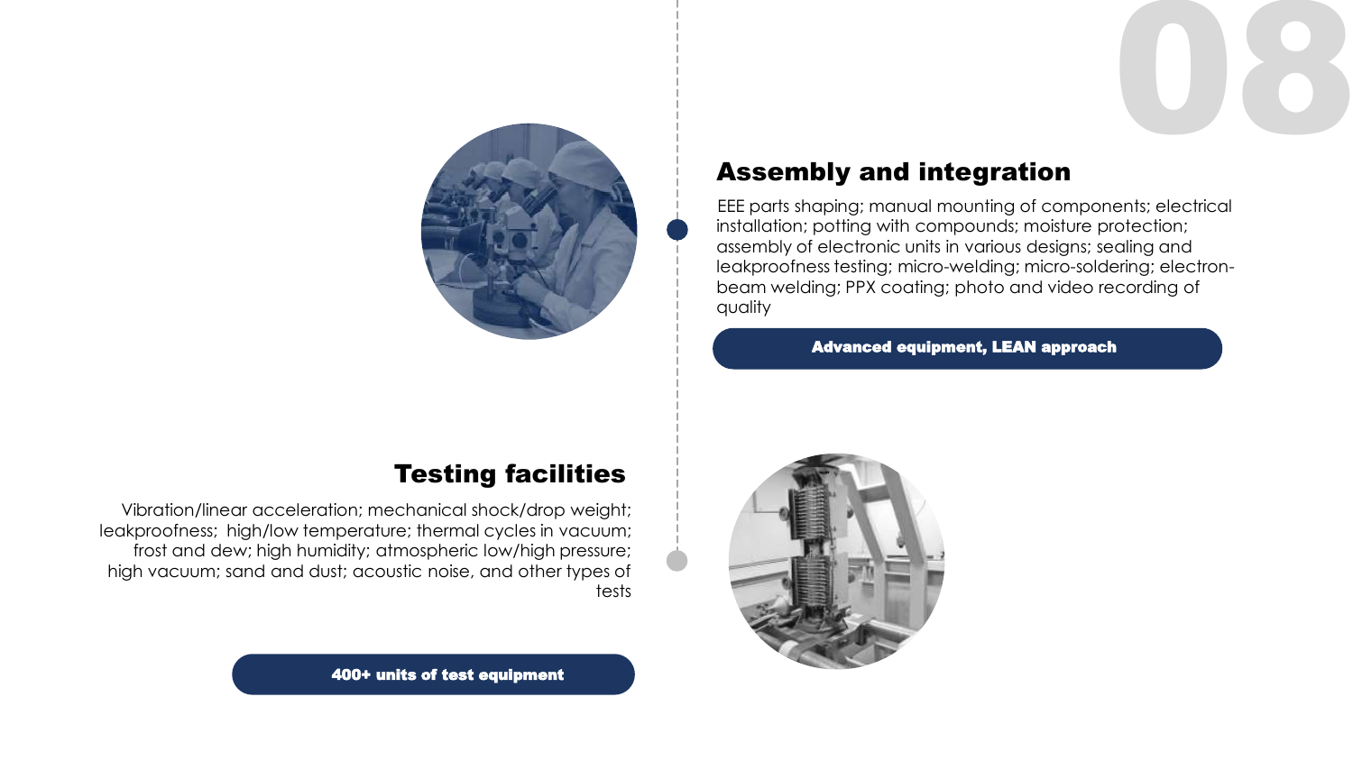## Assembly and integration

EEE parts shaping; manual mounting of components; electrical installation; potting with compounds; moisture protection; assembly of electronic units in various designs; sealing and leakproofness testing; micro-welding; micro-soldering; electron-beam welding; PPX coating; photo and video recording of quality

**Advanced equipment, LEAN approach**

## Testing facilities

Vibration/linear acceleration; mechanical shock/drop weight; leakproofness; high/low temperature; thermal cycles in vacuum; frost and dew; high humidity; atmospheric low/high pressure; high vacuum; sand and dust; acoustic noise, and other types of tests

**400+ units of test equipment**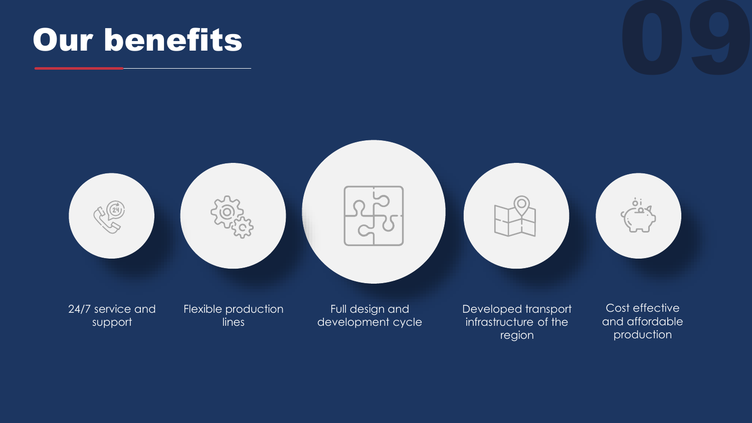# Our benefits

- 24/7 service and support
- Flexible production lines
- Full design and development cycle
- Developed transport infrastructure of the region
- Cost effective and affordable production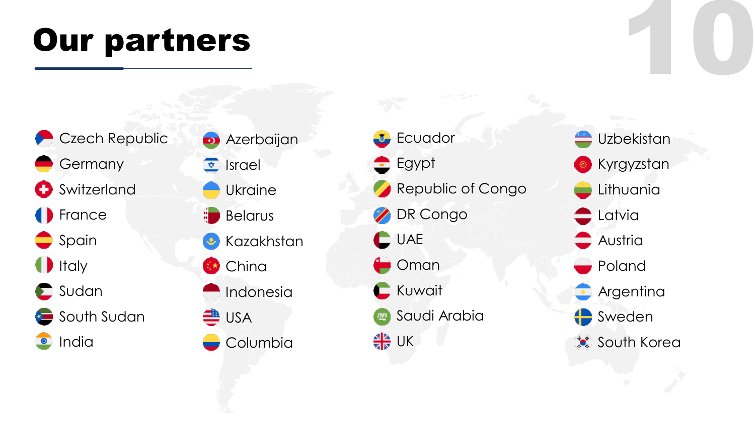# Our partners

- Czech Republic
- Germany
- Switzerland
- France
- Spain
- Italy
- Sudan
- South Sudan
- India
- Azerbaijan
- Israel
- Ukraine
- Belarus
- Kazakhstan
- China
- Indonesia
- USA
- Columbia
- Ecuador
- Egypt
- Republic of Congo
- DR Congo
- UAE
- Oman
- Kuwait
- Saudi Arabia
- UK
- Uzbekistan
- Kyrgyzstan
- Lithuania
- Latvia
- Austria
- Poland
- Argentina
- Sweden
- South Korea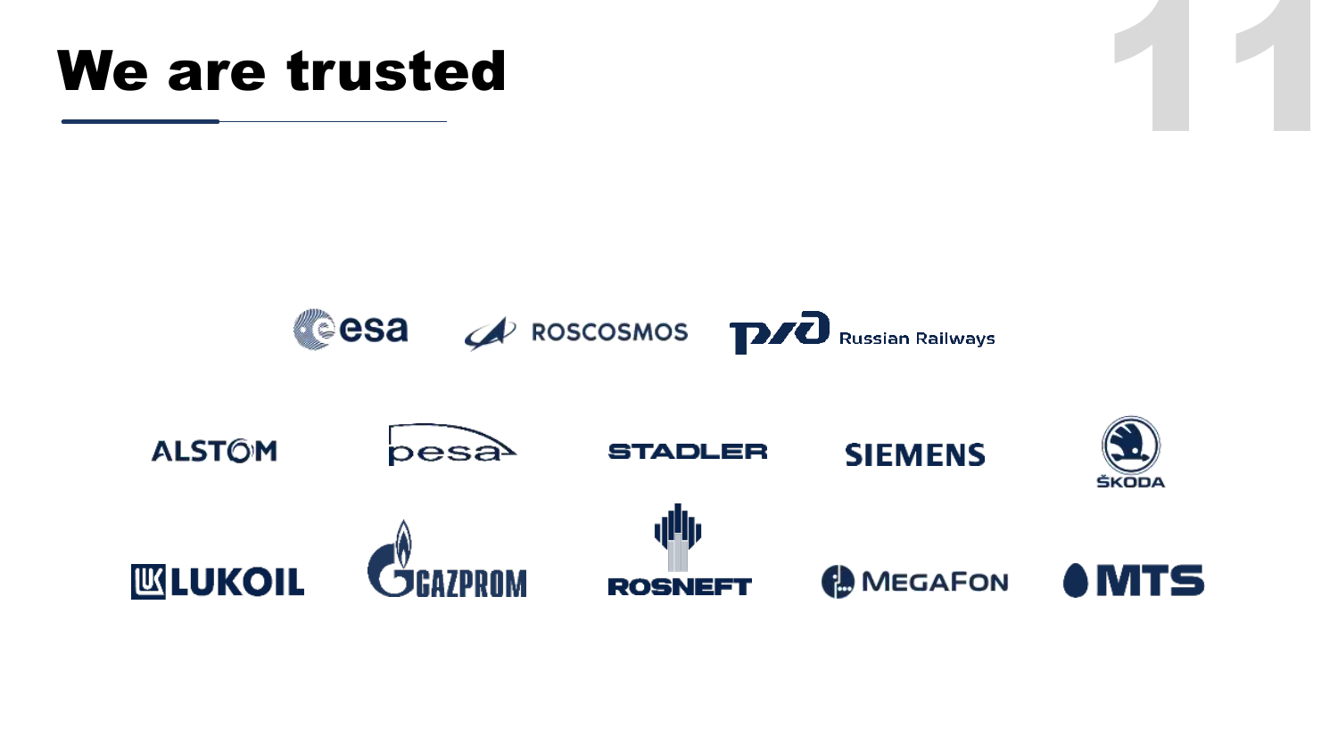# We are trusted

esa ROSCOSMOS Russian Railways

ALSTOM pesa STADLER SIEMENS ŠKODA

LUKOIL GAZPROM ROSNEFT MEGAFON MTS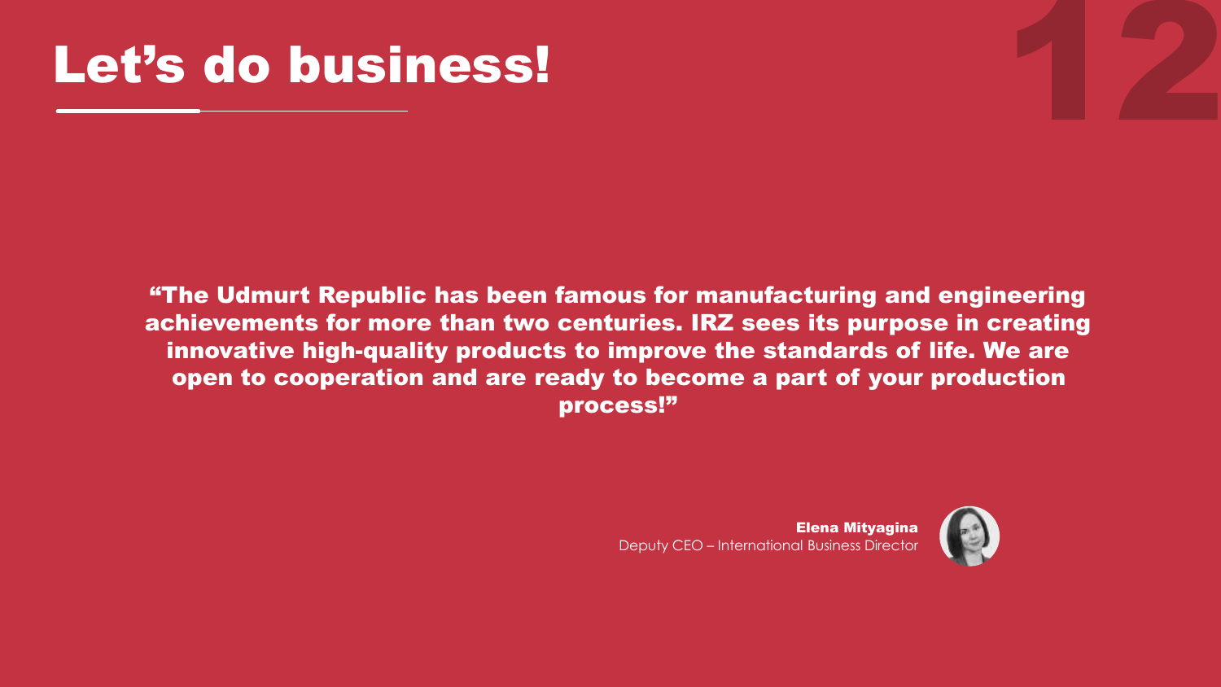# Let’s do business!

**“The Udmurt Republic has been famous for manufacturing and engineering achievements for more than two centuries. IRZ sees its purpose in creating innovative high-quality products to improve the standards of life. We are open to cooperation and are ready to become a part of your production process!”**

**Elena Mityagina**
Deputy CEO – International Business Director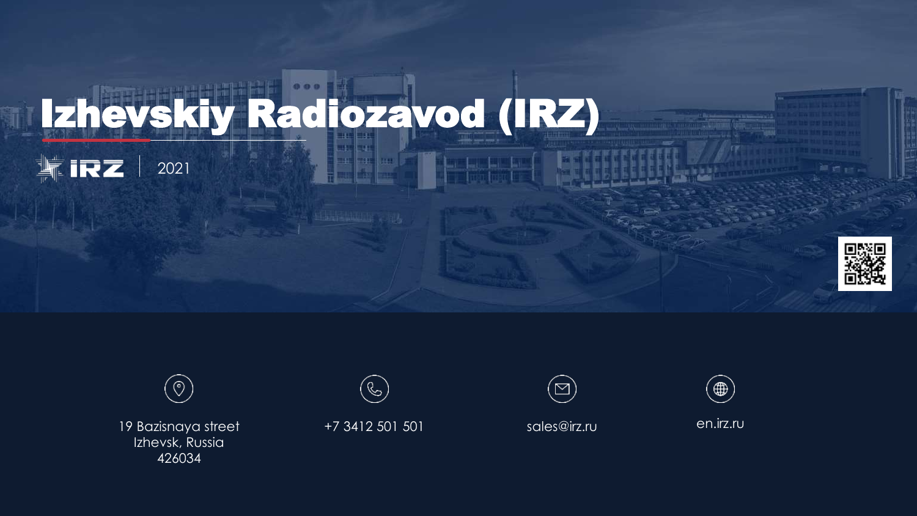# Izhevskiy Radiozavod (IRZ)

IRZ | 2021

19 Bazisnaya street
Izhevsk, Russia
426034

+7 3412 501 501

sales@irz.ru

en.irz.ru